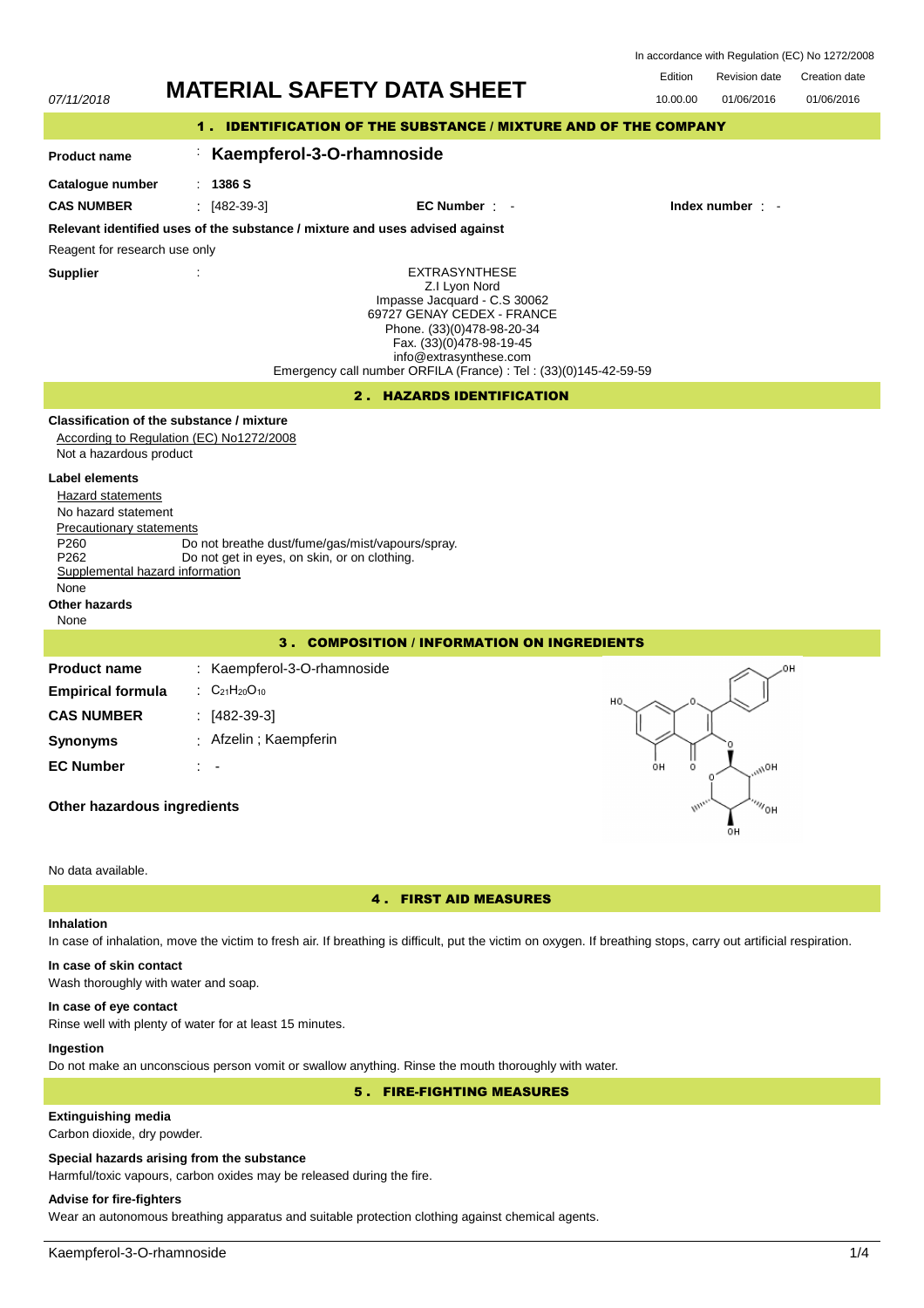In accordance with Regulation (EC) No 1272/2008

07/11/2018

# MATERIAL SAFETY DATA SHEET

| Edition | Revision date | Creation date |
|---|---|---|
| 10.00.00 | 01/06/2016 | 01/06/2016 |

## 1 . IDENTIFICATION OF THE SUBSTANCE / MIXTURE AND OF THE COMPANY

**Product name** : **Kaempferol-3-O-rhamnoside**

**Catalogue number** : **1386 S**

**CAS NUMBER** : [482-39-3] **EC Number** : - **Index number** : -

**Relevant identified uses of the substance / mixture and uses advised against**

Reagent for research use only

**Supplier** :

EXTRASYNTHESE
Z.I Lyon Nord
Impasse Jacquard - C.S 30062
69727 GENAY CEDEX - FRANCE
Phone. (33)(0)478-98-20-34
Fax. (33)(0)478-98-19-45
info@extrasynthese.com
Emergency call number ORFILA (France) : Tel : (33)(0)145-42-59-59

## 2 . HAZARDS IDENTIFICATION

**Classification of the substance / mixture**

According to Regulation (EC) No1272/2008

Not a hazardous product

**Label elements**

Hazard statements

No hazard statement

Precautionary statements

P260 Do not breathe dust/fume/gas/mist/vapours/spray.
P262 Do not get in eyes, on skin, or on clothing.

Supplemental hazard information

None

**Other hazards**

None

## 3 . COMPOSITION / INFORMATION ON INGREDIENTS

**Product name** : Kaempferol-3-O-rhamnoside

**Empirical formula** : $C_{21}H_{20}O_{10}$

**CAS NUMBER** : [482-39-3]

**Synonyms** : Afzelin ; Kaempferin

**EC Number** : -

**Other hazardous ingredients**

No data available.

## 4 . FIRST AID MEASURES

**Inhalation**

In case of inhalation, move the victim to fresh air. If breathing is difficult, put the victim on oxygen. If breathing stops, carry out artificial respiration.

**In case of skin contact**

Wash thoroughly with water and soap.

**In case of eye contact**

Rinse well with plenty of water for at least 15 minutes.

**Ingestion**

Do not make an unconscious person vomit or swallow anything. Rinse the mouth thoroughly with water.

## 5 . FIRE-FIGHTING MEASURES

**Extinguishing media**

Carbon dioxide, dry powder.

**Special hazards arising from the substance**

Harmful/toxic vapours, carbon oxides may be released during the fire.

**Advise for fire-fighters**

Wear an autonomous breathing apparatus and suitable protection clothing against chemical agents.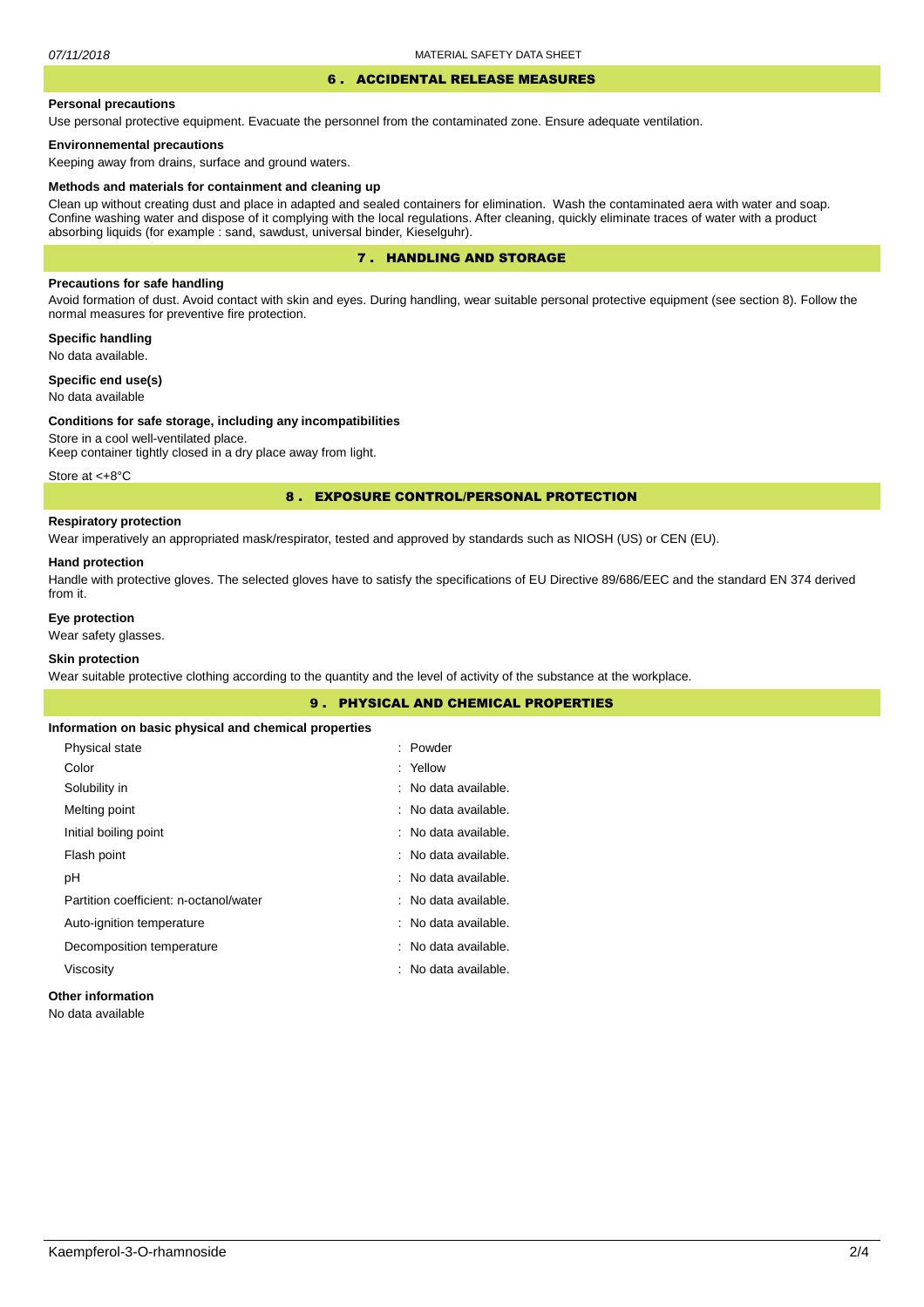## 6 . ACCIDENTAL RELEASE MEASURES

**Personal precautions**

Use personal protective equipment. Evacuate the personnel from the contaminated zone. Ensure adequate ventilation.

**Environnemental precautions**

Keeping away from drains, surface and ground waters.

**Methods and materials for containment and cleaning up**

Clean up without creating dust and place in adapted and sealed containers for elimination. Wash the contaminated aera with water and soap. Confine washing water and dispose of it complying with the local regulations. After cleaning, quickly eliminate traces of water with a product absorbing liquids (for example : sand, sawdust, universal binder, Kieselguhr).

## 7 . HANDLING AND STORAGE

**Precautions for safe handling**

Avoid formation of dust. Avoid contact with skin and eyes. During handling, wear suitable personal protective equipment (see section 8). Follow the normal measures for preventive fire protection.

**Specific handling**

No data available.

**Specific end use(s)**

No data available

**Conditions for safe storage, including any incompatibilities**

Store in a cool well-ventilated place.
Keep container tightly closed in a dry place away from light.

Store at <+8°C

## 8 . EXPOSURE CONTROL/PERSONAL PROTECTION

**Respiratory protection**

Wear imperatively an appropriated mask/respirator, tested and approved by standards such as NIOSH (US) or CEN (EU).

**Hand protection**

Handle with protective gloves. The selected gloves have to satisfy the specifications of EU Directive 89/686/EEC and the standard EN 374 derived from it.

**Eye protection**

Wear safety glasses.

**Skin protection**

Wear suitable protective clothing according to the quantity and the level of activity of the substance at the workplace.

## 9 . PHYSICAL AND CHEMICAL PROPERTIES

**Information on basic physical and chemical properties**

| Property | Value |
|---|---|
| Physical state | : Powder |
| Color | : Yellow |
| Solubility in | : No data available. |
| Melting point | : No data available. |
| Initial boiling point | : No data available. |
| Flash point | : No data available. |
| pH | : No data available. |
| Partition coefficient: n-octanol/water | : No data available. |
| Auto-ignition temperature | : No data available. |
| Decomposition temperature | : No data available. |
| Viscosity | : No data available. |

**Other information**

No data available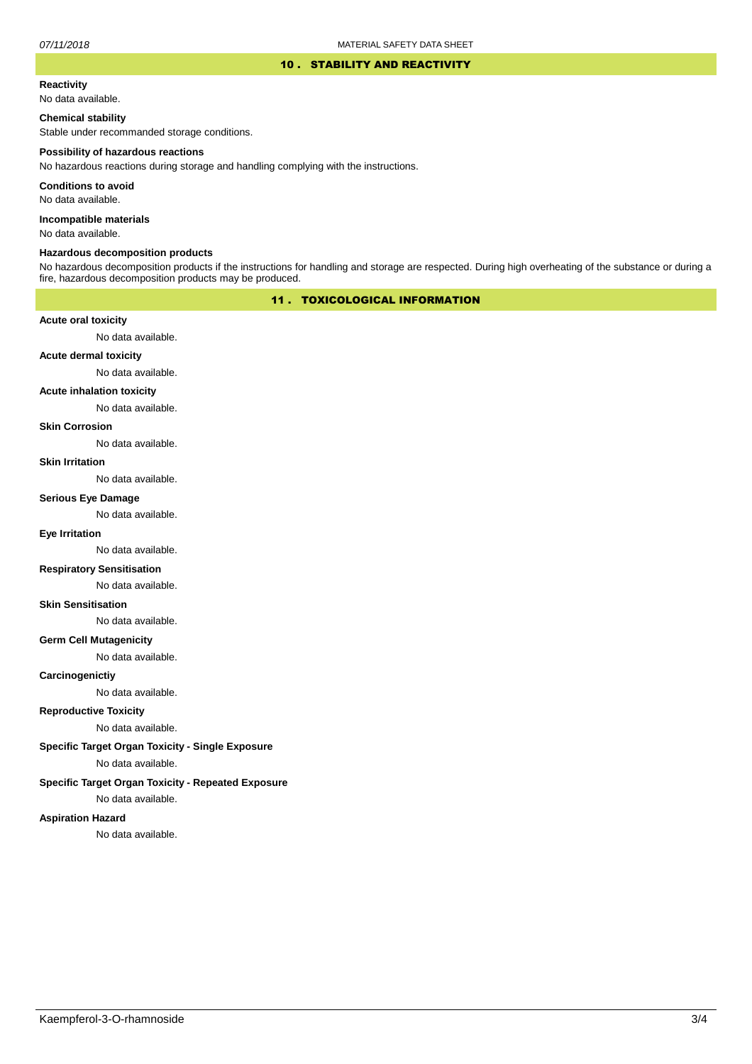## 10 . STABILITY AND REACTIVITY

**Reactivity**

No data available.

**Chemical stability**

Stable under recommanded storage conditions.

**Possibility of hazardous reactions**

No hazardous reactions during storage and handling complying with the instructions.

**Conditions to avoid**

No data available.

**Incompatible materials**

No data available.

**Hazardous decomposition products**

No hazardous decomposition products if the instructions for handling and storage are respected. During high overheating of the substance or during a fire, hazardous decomposition products may be produced.

## 11 . TOXICOLOGICAL INFORMATION

**Acute oral toxicity**

No data available.

**Acute dermal toxicity**

No data available.

**Acute inhalation toxicity**

No data available.

**Skin Corrosion**

No data available.

**Skin Irritation**

No data available.

**Serious Eye Damage**

No data available.

**Eye Irritation**

No data available.

**Respiratory Sensitisation**

No data available.

**Skin Sensitisation**

No data available.

**Germ Cell Mutagenicity**

No data available.

**Carcinogenictiy**

No data available.

**Reproductive Toxicity**

No data available.

**Specific Target Organ Toxicity - Single Exposure**

No data available.

**Specific Target Organ Toxicity - Repeated Exposure**

No data available.

**Aspiration Hazard**

No data available.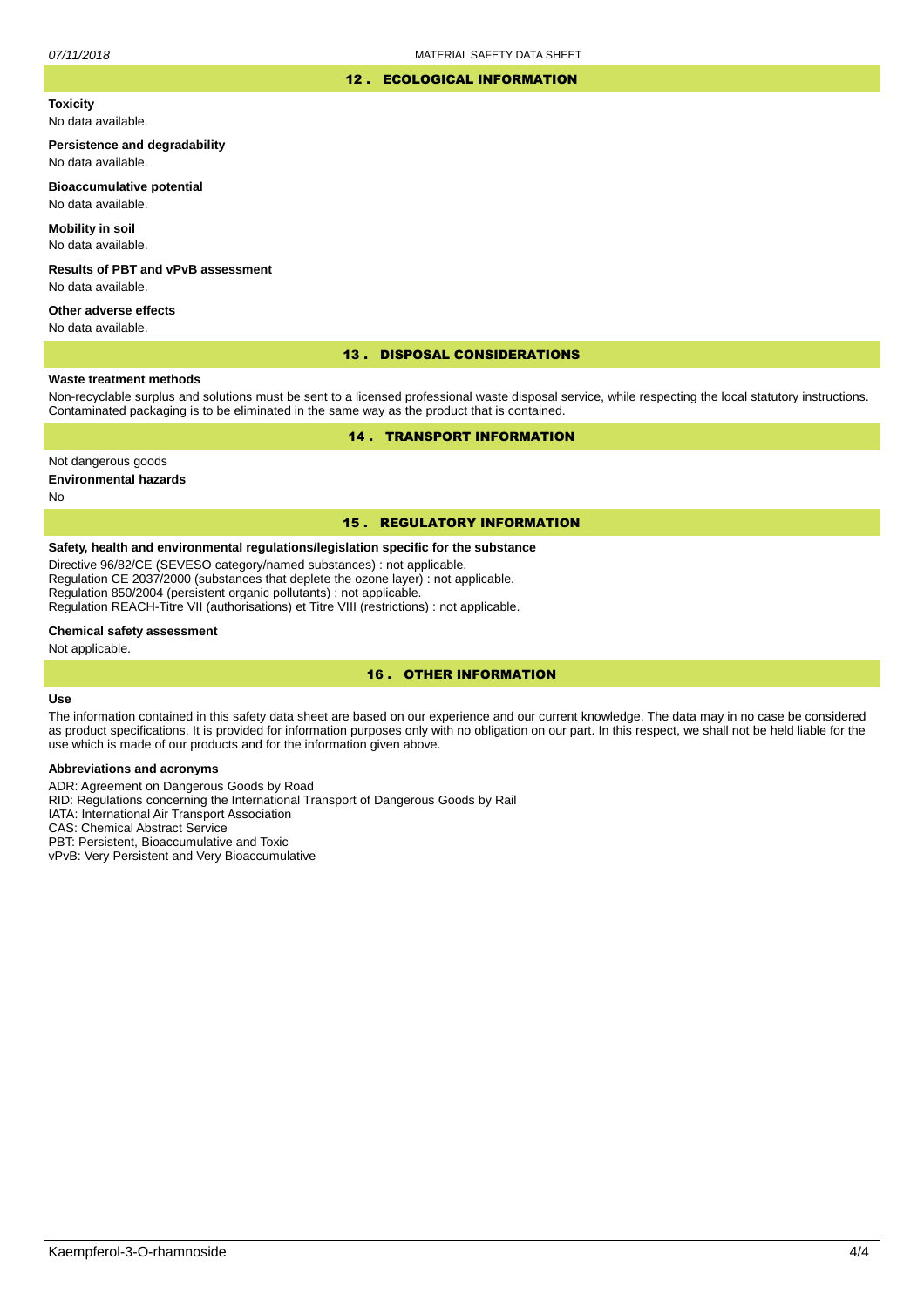## 12 . ECOLOGICAL INFORMATION

**Toxicity**
No data available.

**Persistence and degradability**
No data available.

**Bioaccumulative potential**
No data available.

**Mobility in soil**
No data available.

**Results of PBT and vPvB assessment**
No data available.

**Other adverse effects**
No data available.

## 13 . DISPOSAL CONSIDERATIONS

**Waste treatment methods**

Non-recyclable surplus and solutions must be sent to a licensed professional waste disposal service, while respecting the local statutory instructions. Contaminated packaging is to be eliminated in the same way as the product that is contained.

## 14 . TRANSPORT INFORMATION

Not dangerous goods

**Environmental hazards**

No

## 15 . REGULATORY INFORMATION

**Safety, health and environmental regulations/legislation specific for the substance**

Directive 96/82/CE (SEVESO category/named substances) : not applicable.
Regulation CE 2037/2000 (substances that deplete the ozone layer) : not applicable.
Regulation 850/2004 (persistent organic pollutants) : not applicable.
Regulation REACH-Titre VII (authorisations) et Titre VIII (restrictions) : not applicable.

**Chemical safety assessment**

Not applicable.

## 16 . OTHER INFORMATION

**Use**

The information contained in this safety data sheet are based on our experience and our current knowledge. The data may in no case be considered as product specifications. It is provided for information purposes only with no obligation on our part. In this respect, we shall not be held liable for the use which is made of our products and for the information given above.

**Abbreviations and acronyms**

ADR: Agreement on Dangerous Goods by Road
RID: Regulations concerning the International Transport of Dangerous Goods by Rail
IATA: International Air Transport Association
CAS: Chemical Abstract Service
PBT: Persistent, Bioaccumulative and Toxic
vPvB: Very Persistent and Very Bioaccumulative